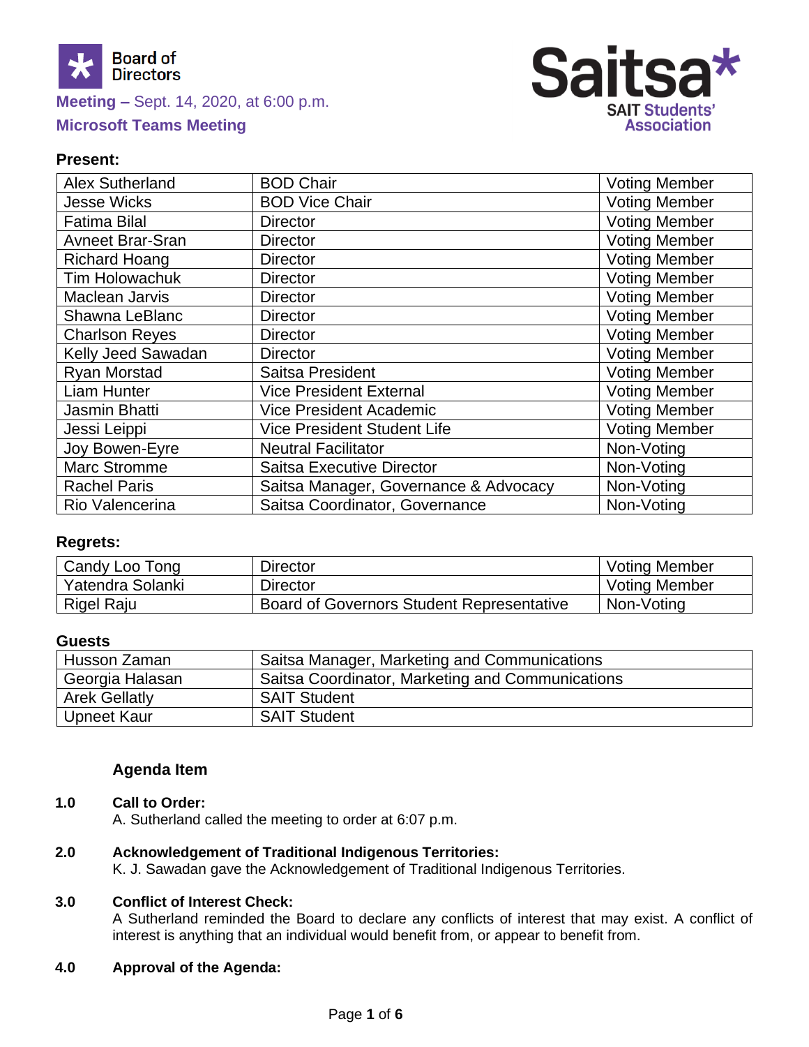Board of Directors

**Meeting –** Sept. 14, 2020, at 6:00 p.m.

**Microsoft Teams Meeting**

Saitsa
SAIT Students' Association

**Present:**

| | | |
|---|---|---|
| Alex Sutherland | BOD Chair | Voting Member |
| Jesse Wicks | BOD Vice Chair | Voting Member |
| Fatima Bilal | Director | Voting Member |
| Avneet Brar-Sran | Director | Voting Member |
| Richard Hoang | Director | Voting Member |
| Tim Holowachuk | Director | Voting Member |
| Maclean Jarvis | Director | Voting Member |
| Shawna LeBlanc | Director | Voting Member |
| Charlson Reyes | Director | Voting Member |
| Kelly Jeed Sawadan | Director | Voting Member |
| Ryan Morstad | Saitsa President | Voting Member |
| Liam Hunter | Vice President External | Voting Member |
| Jasmin Bhatti | Vice President Academic | Voting Member |
| Jessi Leippi | Vice President Student Life | Voting Member |
| Joy Bowen-Eyre | Neutral Facilitator | Non-Voting |
| Marc Stromme | Saitsa Executive Director | Non-Voting |
| Rachel Paris | Saitsa Manager, Governance & Advocacy | Non-Voting |
| Rio Valencerina | Saitsa Coordinator, Governance | Non-Voting |

**Regrets:**

| | | |
|---|---|---|
| Candy Loo Tong | Director | Voting Member |
| Yatendra Solanki | Director | Voting Member |
| Rigel Raju | Board of Governors Student Representative | Non-Voting |

**Guests**

| | |
|---|---|
| Husson Zaman | Saitsa Manager, Marketing and Communications |
| Georgia Halasan | Saitsa Coordinator, Marketing and Communications |
| Arek Gellatly | SAIT Student |
| Upneet Kaur | SAIT Student |

**Agenda Item**

**1.0 Call to Order:**

A. Sutherland called the meeting to order at 6:07 p.m.

**2.0 Acknowledgement of Traditional Indigenous Territories:**

K. J. Sawadan gave the Acknowledgement of Traditional Indigenous Territories.

**3.0 Conflict of Interest Check:**

A Sutherland reminded the Board to declare any conflicts of interest that may exist. A conflict of interest is anything that an individual would benefit from, or appear to benefit from.

**4.0 Approval of the Agenda:**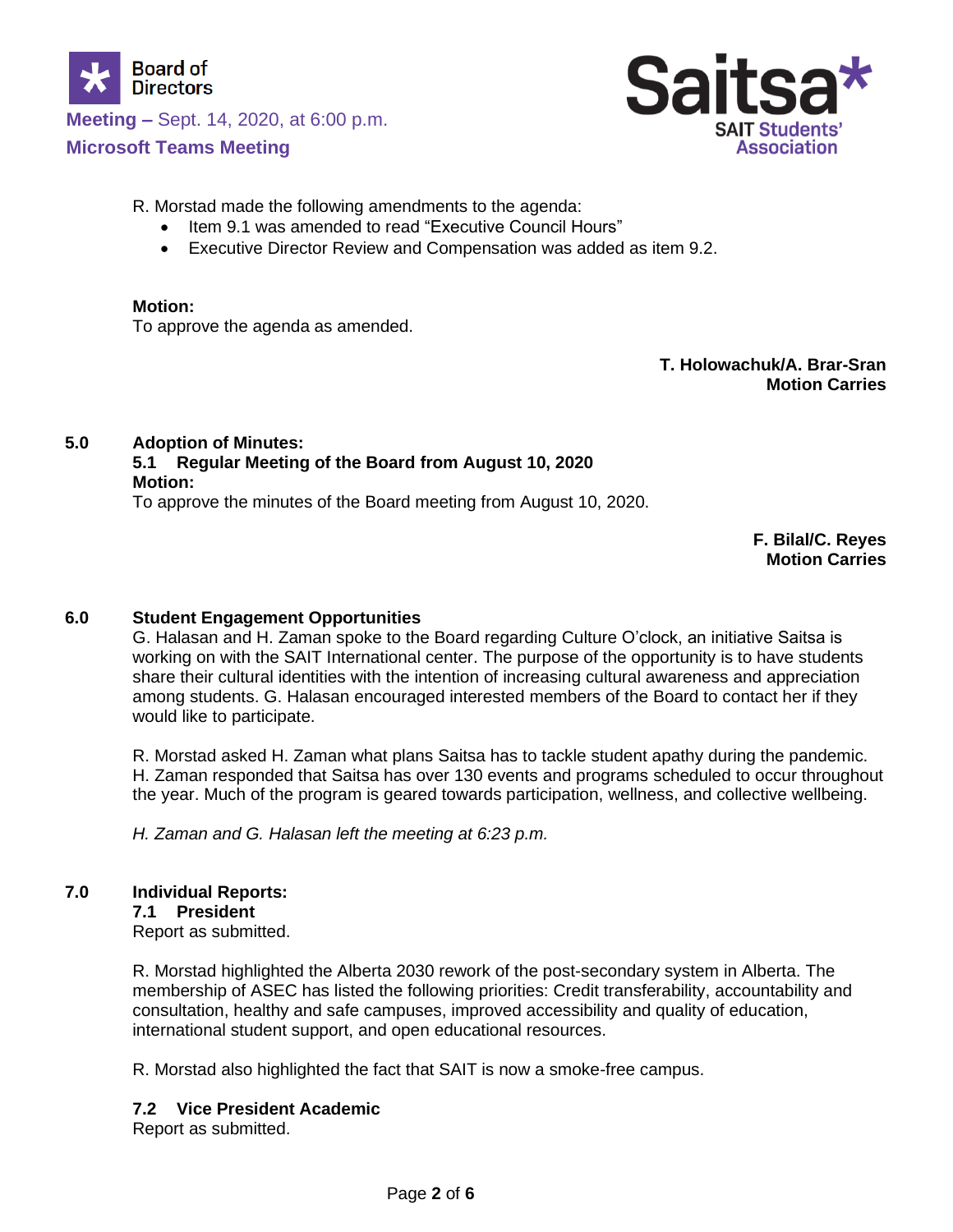R. Morstad made the following amendments to the agenda:

- Item 9.1 was amended to read "Executive Council Hours"
- Executive Director Review and Compensation was added as item 9.2.

**Motion:**
To approve the agenda as amended.

**T. Holowachuk/A. Brar-Sran**
**Motion Carries**

## 5.0 Adoption of Minutes:

### 5.1 Regular Meeting of the Board from August 10, 2020

**Motion:**
To approve the minutes of the Board meeting from August 10, 2020.

**F. Bilal/C. Reyes**
**Motion Carries**

## 6.0 Student Engagement Opportunities

G. Halasan and H. Zaman spoke to the Board regarding Culture O'clock, an initiative Saitsa is working on with the SAIT International center. The purpose of the opportunity is to have students share their cultural identities with the intention of increasing cultural awareness and appreciation among students. G. Halasan encouraged interested members of the Board to contact her if they would like to participate.

R. Morstad asked H. Zaman what plans Saitsa has to tackle student apathy during the pandemic. H. Zaman responded that Saitsa has over 130 events and programs scheduled to occur throughout the year. Much of the program is geared towards participation, wellness, and collective wellbeing.

*H. Zaman and G. Halasan left the meeting at 6:23 p.m.*

## 7.0 Individual Reports:

### 7.1 President

Report as submitted.

R. Morstad highlighted the Alberta 2030 rework of the post-secondary system in Alberta. The membership of ASEC has listed the following priorities: Credit transferability, accountability and consultation, healthy and safe campuses, improved accessibility and quality of education, international student support, and open educational resources.

R. Morstad also highlighted the fact that SAIT is now a smoke-free campus.

### 7.2 Vice President Academic

Report as submitted.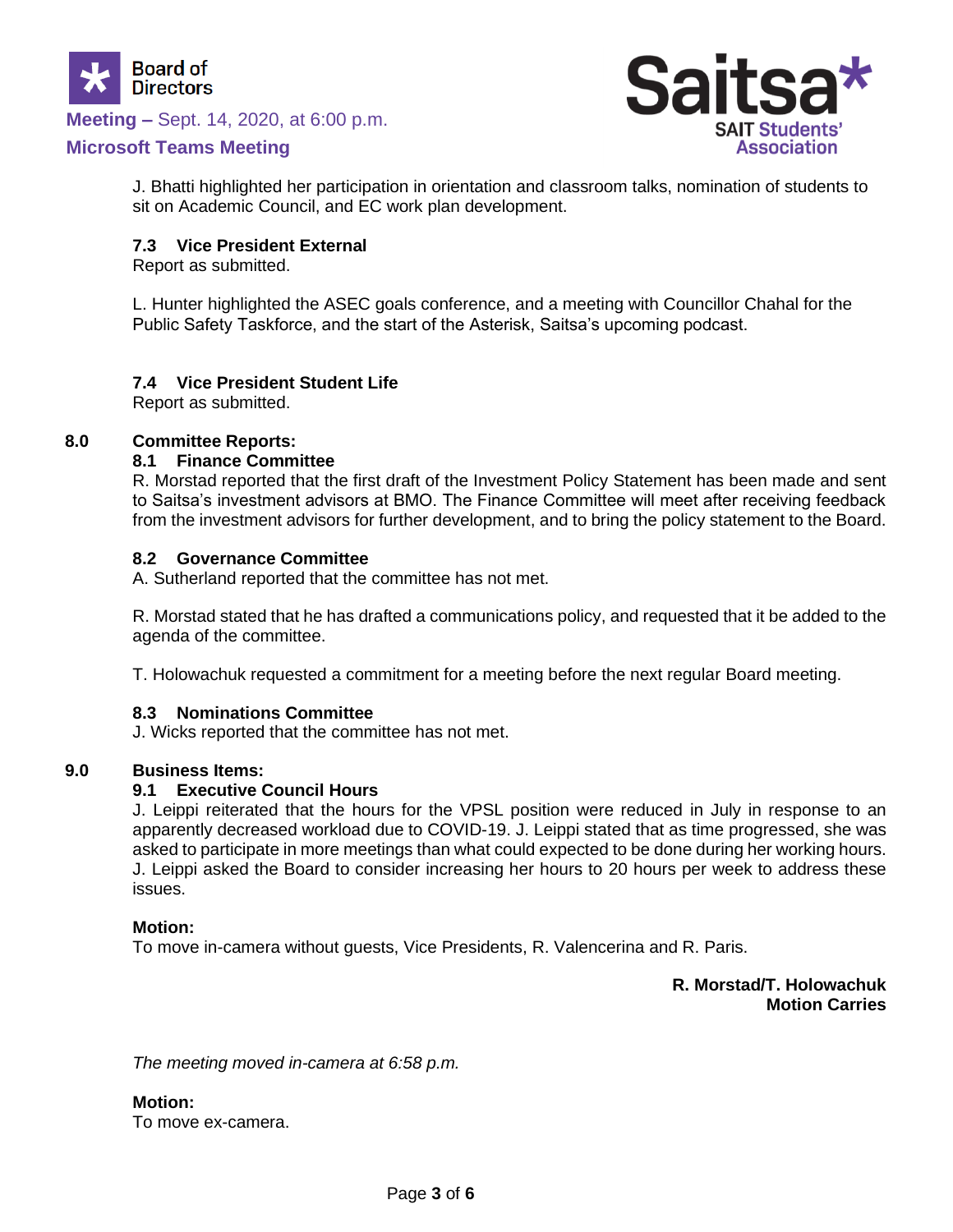J. Bhatti highlighted her participation in orientation and classroom talks, nomination of students to sit on Academic Council, and EC work plan development.

### 7.3 Vice President External

Report as submitted.

L. Hunter highlighted the ASEC goals conference, and a meeting with Councillor Chahal for the Public Safety Taskforce, and the start of the Asterisk, Saitsa's upcoming podcast.

### 7.4 Vice President Student Life

Report as submitted.

## 8.0 Committee Reports:

### 8.1 Finance Committee

R. Morstad reported that the first draft of the Investment Policy Statement has been made and sent to Saitsa's investment advisors at BMO. The Finance Committee will meet after receiving feedback from the investment advisors for further development, and to bring the policy statement to the Board.

### 8.2 Governance Committee

A. Sutherland reported that the committee has not met.

R. Morstad stated that he has drafted a communications policy, and requested that it be added to the agenda of the committee.

T. Holowachuk requested a commitment for a meeting before the next regular Board meeting.

### 8.3 Nominations Committee

J. Wicks reported that the committee has not met.

## 9.0 Business Items:

### 9.1 Executive Council Hours

J. Leippi reiterated that the hours for the VPSL position were reduced in July in response to an apparently decreased workload due to COVID-19. J. Leippi stated that as time progressed, she was asked to participate in more meetings than what could expected to be done during her working hours. J. Leippi asked the Board to consider increasing her hours to 20 hours per week to address these issues.

**Motion:**
To move in-camera without guests, Vice Presidents, R. Valencerina and R. Paris.

**R. Morstad/T. Holowachuk**
**Motion Carries**

*The meeting moved in-camera at 6:58 p.m.*

**Motion:**
To move ex-camera.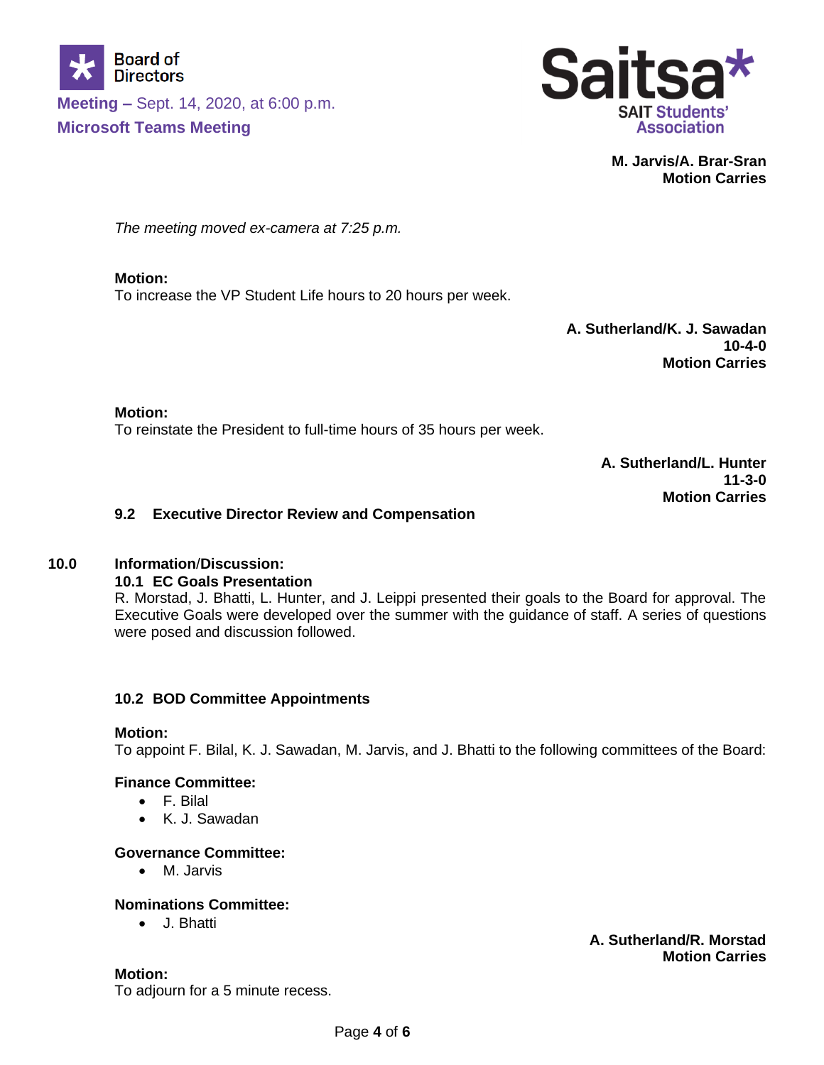**M. Jarvis/A. Brar-Sran**
**Motion Carries**

*The meeting moved ex-camera at 7:25 p.m.*

**Motion:**
To increase the VP Student Life hours to 20 hours per week.

**A. Sutherland/K. J. Sawadan**
**10-4-0**
**Motion Carries**

**Motion:**
To reinstate the President to full-time hours of 35 hours per week.

**A. Sutherland/L. Hunter**
**11-3-0**
**Motion Carries**

### 9.2 Executive Director Review and Compensation

## 10.0 Information/Discussion:

### 10.1 EC Goals Presentation

R. Morstad, J. Bhatti, L. Hunter, and J. Leippi presented their goals to the Board for approval. The Executive Goals were developed over the summer with the guidance of staff. A series of questions were posed and discussion followed.

### 10.2 BOD Committee Appointments

**Motion:**
To appoint F. Bilal, K. J. Sawadan, M. Jarvis, and J. Bhatti to the following committees of the Board:

**Finance Committee:**

- F. Bilal
- K. J. Sawadan

**Governance Committee:**

- M. Jarvis

**Nominations Committee:**

- J. Bhatti

**A. Sutherland/R. Morstad**
**Motion Carries**

**Motion:**
To adjourn for a 5 minute recess.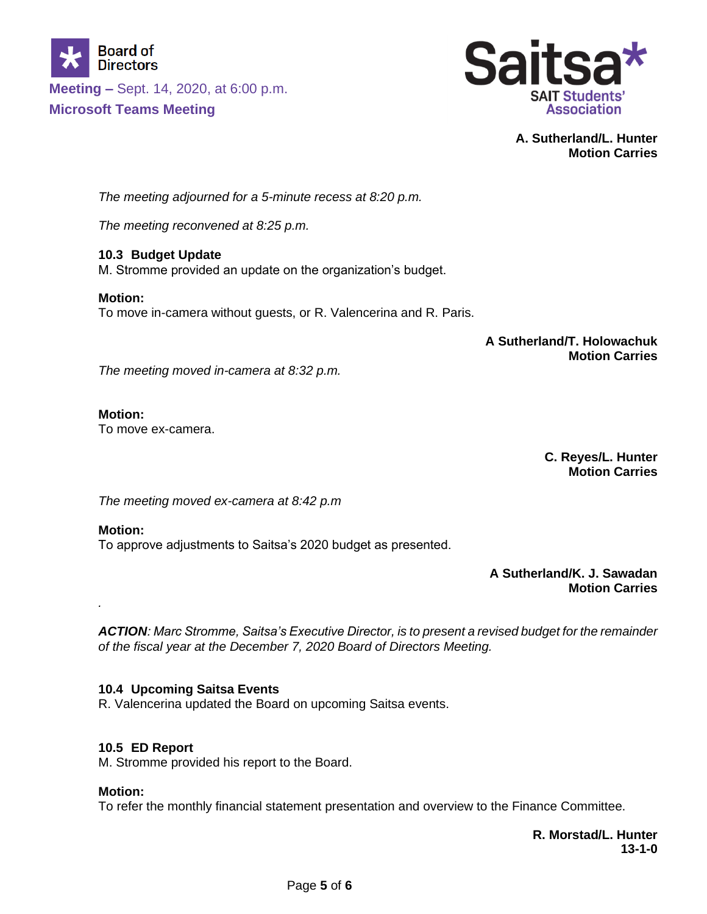**A. Sutherland/L. Hunter**
**Motion Carries**

*The meeting adjourned for a 5-minute recess at 8:20 p.m.*

*The meeting reconvened at 8:25 p.m.*

**10.3 Budget Update**
M. Stromme provided an update on the organization's budget.

**Motion:**
To move in-camera without guests, or R. Valencerina and R. Paris.

**A Sutherland/T. Holowachuk**
**Motion Carries**

*The meeting moved in-camera at 8:32 p.m.*

**Motion:**
To move ex-camera.

**C. Reyes/L. Hunter**
**Motion Carries**

*The meeting moved ex-camera at 8:42 p.m*

**Motion:**
To approve adjustments to Saitsa's 2020 budget as presented.

**A Sutherland/K. J. Sawadan**
**Motion Carries**

.

***ACTION**: Marc Stromme, Saitsa's Executive Director, is to present a revised budget for the remainder of the fiscal year at the December 7, 2020 Board of Directors Meeting.*

**10.4 Upcoming Saitsa Events**
R. Valencerina updated the Board on upcoming Saitsa events.

**10.5 ED Report**
M. Stromme provided his report to the Board.

**Motion:**
To refer the monthly financial statement presentation and overview to the Finance Committee.

**R. Morstad/L. Hunter**
**13-1-0**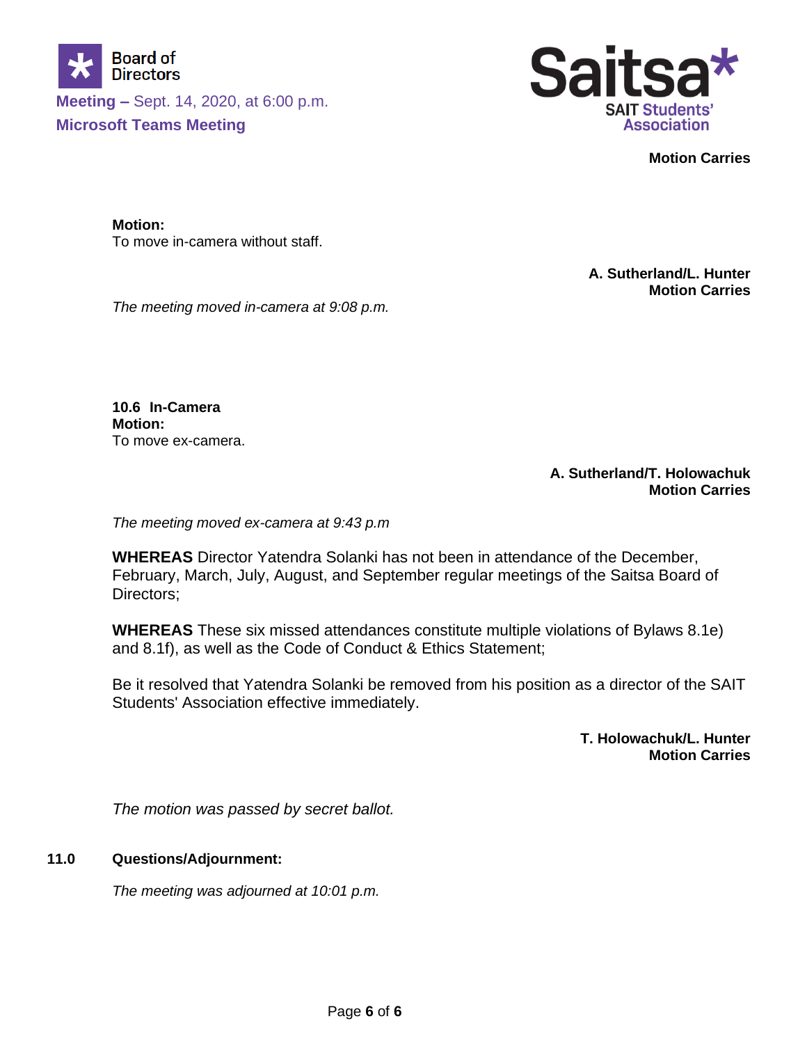**Motion Carries**

**Motion:**
To move in-camera without staff.

**A. Sutherland/L. Hunter**
**Motion Carries**

*The meeting moved in-camera at 9:08 p.m.*

**10.6 In-Camera**
**Motion:**
To move ex-camera.

**A. Sutherland/T. Holowachuk**
**Motion Carries**

*The meeting moved ex-camera at 9:43 p.m*

**WHEREAS** Director Yatendra Solanki has not been in attendance of the December, February, March, July, August, and September regular meetings of the Saitsa Board of Directors;

**WHEREAS** These six missed attendances constitute multiple violations of Bylaws 8.1e) and 8.1f), as well as the Code of Conduct & Ethics Statement;

Be it resolved that Yatendra Solanki be removed from his position as a director of the SAIT Students' Association effective immediately.

**T. Holowachuk/L. Hunter**
**Motion Carries**

*The motion was passed by secret ballot.*

## 11.0 Questions/Adjournment:

*The meeting was adjourned at 10:01 p.m.*